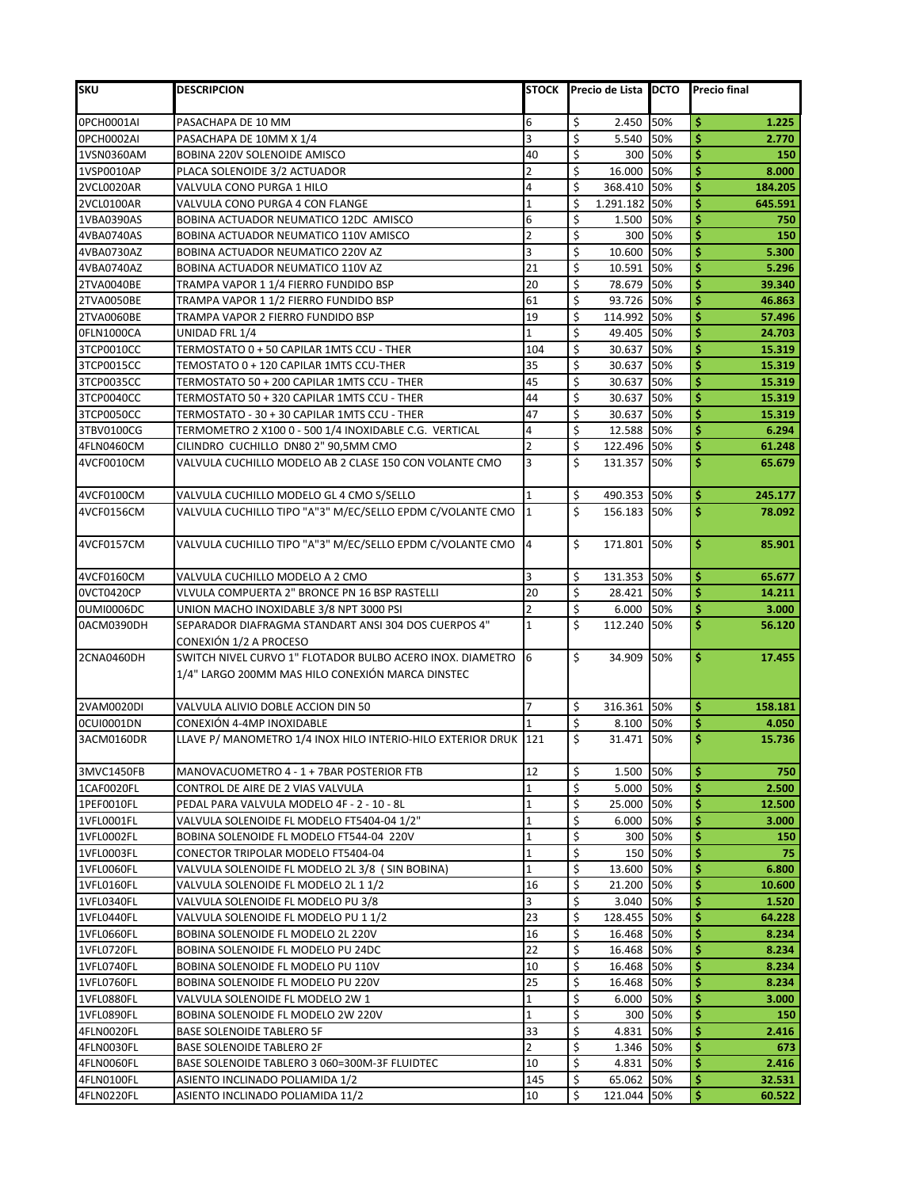| SKU | DESCRIPCION | STOCK | Precio de Lista | DCTO | Precio final |
|---|---|---|---|---|---|
| 0PCH0001AI | PASACHAPA DE 10 MM | 6 | $ 2.450 | 50% | $ 1.225 |
| 0PCH0002AI | PASACHAPA DE 10MM X 1/4 | 3 | $ 5.540 | 50% | $ 2.770 |
| 1VSN0360AM | BOBINA 220V SOLENOIDE AMISCO | 40 | $ 300 | 50% | $ 150 |
| 1VSP0010AP | PLACA SOLENOIDE 3/2 ACTUADOR | 2 | $ 16.000 | 50% | $ 8.000 |
| 2VCL0020AR | VALVULA CONO PURGA 1 HILO | 4 | $ 368.410 | 50% | $ 184.205 |
| 2VCL0100AR | VALVULA CONO PURGA 4 CON FLANGE | 1 | $ 1.291.182 | 50% | $ 645.591 |
| 1VBA0390AS | BOBINA ACTUADOR NEUMATICO 12DC AMISCO | 6 | $ 1.500 | 50% | $ 750 |
| 4VBA0740AS | BOBINA ACTUADOR NEUMATICO 110V AMISCO | 2 | $ 300 | 50% | $ 150 |
| 4VBA0730AZ | BOBINA ACTUADOR NEUMATICO 220V AZ | 3 | $ 10.600 | 50% | $ 5.300 |
| 4VBA0740AZ | BOBINA ACTUADOR NEUMATICO 110V AZ | 21 | $ 10.591 | 50% | $ 5.296 |
| 2TVA0040BE | TRAMPA VAPOR 1 1/4 FIERRO FUNDIDO BSP | 20 | $ 78.679 | 50% | $ 39.340 |
| 2TVA0050BE | TRAMPA VAPOR 1 1/2 FIERRO FUNDIDO BSP | 61 | $ 93.726 | 50% | $ 46.863 |
| 2TVA0060BE | TRAMPA VAPOR 2 FIERRO FUNDIDO BSP | 19 | $ 114.992 | 50% | $ 57.496 |
| 0FLN1000CA | UNIDAD FRL 1/4 | 1 | $ 49.405 | 50% | $ 24.703 |
| 3TCP0010CC | TERMOSTATO 0 + 50 CAPILAR 1MTS CCU - THER | 104 | $ 30.637 | 50% | $ 15.319 |
| 3TCP0015CC | TEMOSTATO 0 + 120 CAPILAR 1MTS CCU-THER | 35 | $ 30.637 | 50% | $ 15.319 |
| 3TCP0035CC | TERMOSTATO 50 + 200 CAPILAR 1MTS CCU - THER | 45 | $ 30.637 | 50% | $ 15.319 |
| 3TCP0040CC | TERMOSTATO 50 + 320 CAPILAR 1MTS CCU - THER | 44 | $ 30.637 | 50% | $ 15.319 |
| 3TCP0050CC | TERMOSTATO - 30 + 30 CAPILAR 1MTS CCU - THER | 47 | $ 30.637 | 50% | $ 15.319 |
| 3TBV0100CG | TERMOMETRO 2 X100 0 - 500 1/4 INOXIDABLE C.G. VERTICAL | 4 | $ 12.588 | 50% | $ 6.294 |
| 4FLN0460CM | CILINDRO CUCHILLO DN80 2" 90,5MM CMO | 2 | $ 122.496 | 50% | $ 61.248 |
| 4VCF0010CM | VALVULA CUCHILLO MODELO AB 2 CLASE 150 CON VOLANTE CMO | 3 | $ 131.357 | 50% | $ 65.679 |
| 4VCF0100CM | VALVULA CUCHILLO MODELO GL 4 CMO S/SELLO | 1 | $ 490.353 | 50% | $ 245.177 |
| 4VCF0156CM | VALVULA CUCHILLO TIPO "A"3" M/EC/SELLO EPDM C/VOLANTE CMO | 1 | $ 156.183 | 50% | $ 78.092 |
| 4VCF0157CM | VALVULA CUCHILLO TIPO "A"3" M/EC/SELLO EPDM C/VOLANTE CMO | 4 | $ 171.801 | 50% | $ 85.901 |
| 4VCF0160CM | VALVULA CUCHILLO MODELO A 2 CMO | 3 | $ 131.353 | 50% | $ 65.677 |
| 0VCT0420CP | VLVULA COMPUERTA 2" BRONCE PN 16 BSP RASTELLI | 20 | $ 28.421 | 50% | $ 14.211 |
| 0UMI0006DC | UNION MACHO INOXIDABLE 3/8 NPT 3000 PSI | 2 | $ 6.000 | 50% | $ 3.000 |
| 0ACM0390DH | SEPARADOR DIAFRAGMA STANDART ANSI 304 DOS CUERPOS 4" CONEXIÓN 1/2 A PROCESO | 1 | $ 112.240 | 50% | $ 56.120 |
| 2CNA0460DH | SWITCH NIVEL CURVO 1" FLOTADOR BULBO ACERO INOX. DIAMETRO 1/4" LARGO 200MM MAS HILO CONEXIÓN MARCA DINSTEC | 6 | $ 34.909 | 50% | $ 17.455 |
| 2VAM0020DI | VALVULA ALIVIO DOBLE ACCION DIN 50 | 7 | $ 316.361 | 50% | $ 158.181 |
| 0CUI0001DN | CONEXIÓN 4-4MP INOXIDABLE | 1 | $ 8.100 | 50% | $ 4.050 |
| 3ACM0160DR | LLAVE P/ MANOMETRO 1/4 INOX HILO INTERIO-HILO EXTERIOR DRUK | 121 | $ 31.471 | 50% | $ 15.736 |
| 3MVC1450FB | MANOVACUOMETRO 4 - 1 + 7BAR POSTERIOR FTB | 12 | $ 1.500 | 50% | $ 750 |
| 1CAF0020FL | CONTROL DE AIRE DE 2 VIAS VALVULA | 1 | $ 5.000 | 50% | $ 2.500 |
| 1PEF0010FL | PEDAL PARA VALVULA MODELO 4F - 2 - 10 - 8L | 1 | $ 25.000 | 50% | $ 12.500 |
| 1VFL0001FL | VALVULA SOLENOIDE FL MODELO FT5404-04 1/2" | 1 | $ 6.000 | 50% | $ 3.000 |
| 1VFL0002FL | BOBINA SOLENOIDE FL MODELO FT544-04 220V | 1 | $ 300 | 50% | $ 150 |
| 1VFL0003FL | CONECTOR TRIPOLAR MODELO FT5404-04 | 1 | $ 150 | 50% | $ 75 |
| 1VFL0060FL | VALVULA SOLENOIDE FL MODELO 2L 3/8 ( SIN BOBINA) | 1 | $ 13.600 | 50% | $ 6.800 |
| 1VFL0160FL | VALVULA SOLENOIDE FL MODELO 2L 1 1/2 | 16 | $ 21.200 | 50% | $ 10.600 |
| 1VFL0340FL | VALVULA SOLENOIDE FL MODELO PU 3/8 | 3 | $ 3.040 | 50% | $ 1.520 |
| 1VFL0440FL | VALVULA SOLENOIDE FL MODELO PU 1 1/2 | 23 | $ 128.455 | 50% | $ 64.228 |
| 1VFL0660FL | BOBINA SOLENOIDE FL MODELO 2L 220V | 16 | $ 16.468 | 50% | $ 8.234 |
| 1VFL0720FL | BOBINA SOLENOIDE FL MODELO PU 24DC | 22 | $ 16.468 | 50% | $ 8.234 |
| 1VFL0740FL | BOBINA SOLENOIDE FL MODELO PU 110V | 10 | $ 16.468 | 50% | $ 8.234 |
| 1VFL0760FL | BOBINA SOLENOIDE FL MODELO PU 220V | 25 | $ 16.468 | 50% | $ 8.234 |
| 1VFL0880FL | VALVULA SOLENOIDE FL MODELO 2W 1 | 1 | $ 6.000 | 50% | $ 3.000 |
| 1VFL0890FL | BOBINA SOLENOIDE FL MODELO 2W 220V | 1 | $ 300 | 50% | $ 150 |
| 4FLN0020FL | BASE SOLENOIDE TABLERO 5F | 33 | $ 4.831 | 50% | $ 2.416 |
| 4FLN0030FL | BASE SOLENOIDE TABLERO 2F | 2 | $ 1.346 | 50% | $ 673 |
| 4FLN0060FL | BASE SOLENOIDE TABLERO 3 060=300M-3F FLUIDTEC | 10 | $ 4.831 | 50% | $ 2.416 |
| 4FLN0100FL | ASIENTO INCLINADO POLIAMIDA 1/2 | 145 | $ 65.062 | 50% | $ 32.531 |
| 4FLN0220FL | ASIENTO INCLINADO POLIAMIDA 11/2 | 10 | $ 121.044 | 50% | $ 60.522 |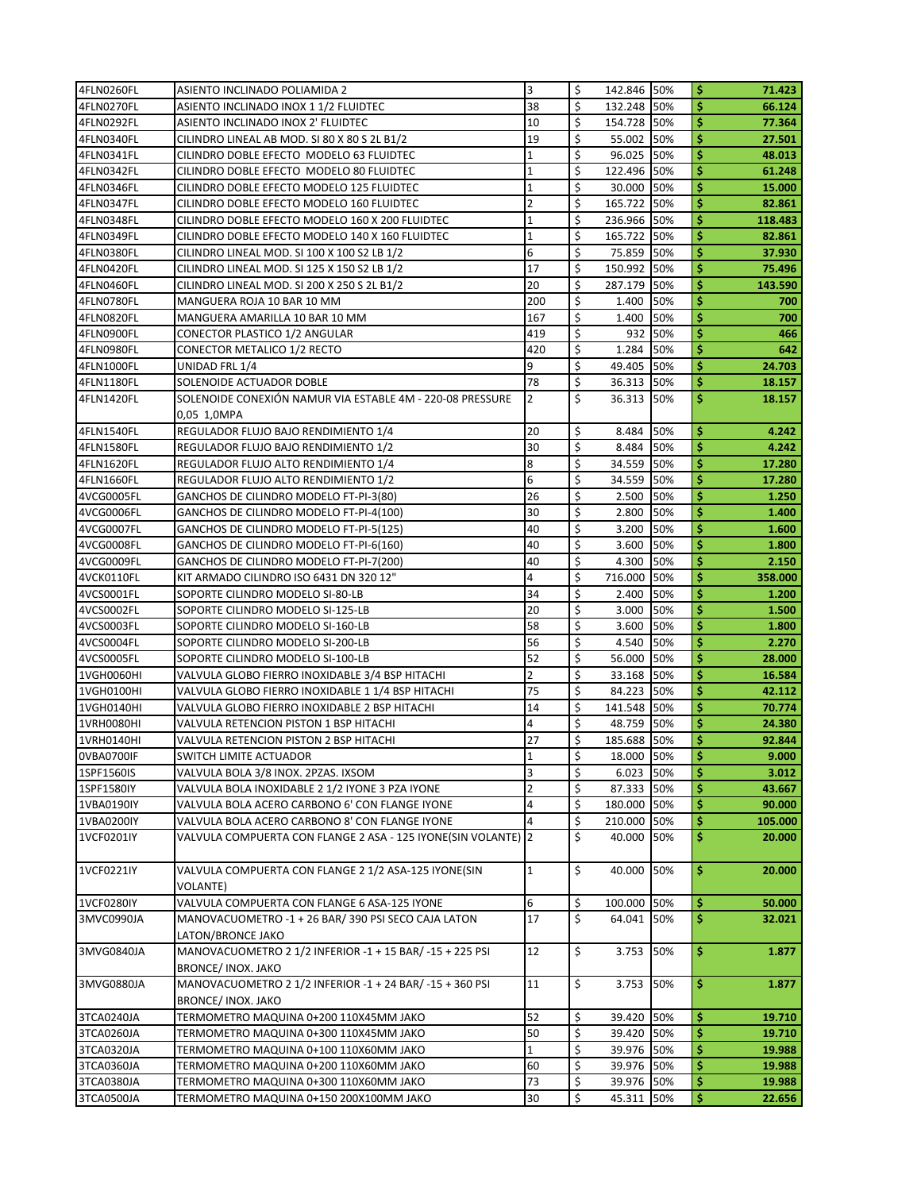| | | | | | | | |
|---|---|---|---|---|---|---|---|
| 4FLN0260FL | ASIENTO INCLINADO POLIAMIDA 2 | 3 | $ | 142.846 | 50% | $ | 71.423 |
| 4FLN0270FL | ASIENTO INCLINADO INOX 1 1/2 FLUIDTEC | 38 | $ | 132.248 | 50% | $ | 66.124 |
| 4FLN0292FL | ASIENTO INCLINADO INOX 2' FLUIDTEC | 10 | $ | 154.728 | 50% | $ | 77.364 |
| 4FLN0340FL | CILINDRO LINEAL AB MOD. SI 80 X 80 S 2L B1/2 | 19 | $ | 55.002 | 50% | $ | 27.501 |
| 4FLN0341FL | CILINDRO DOBLE EFECTO MODELO 63 FLUIDTEC | 1 | $ | 96.025 | 50% | $ | 48.013 |
| 4FLN0342FL | CILINDRO DOBLE EFECTO MODELO 80 FLUIDTEC | 1 | $ | 122.496 | 50% | $ | 61.248 |
| 4FLN0346FL | CILINDRO DOBLE EFECTO MODELO 125 FLUIDTEC | 1 | $ | 30.000 | 50% | $ | 15.000 |
| 4FLN0347FL | CILINDRO DOBLE EFECTO MODELO 160 FLUIDTEC | 2 | $ | 165.722 | 50% | $ | 82.861 |
| 4FLN0348FL | CILINDRO DOBLE EFECTO MODELO 160 X 200 FLUIDTEC | 1 | $ | 236.966 | 50% | $ | 118.483 |
| 4FLN0349FL | CILINDRO DOBLE EFECTO MODELO 140 X 160 FLUIDTEC | 1 | $ | 165.722 | 50% | $ | 82.861 |
| 4FLN0380FL | CILINDRO LINEAL MOD. SI 100 X 100 S2 LB 1/2 | 6 | $ | 75.859 | 50% | $ | 37.930 |
| 4FLN0420FL | CILINDRO LINEAL MOD. SI 125 X 150 S2 LB 1/2 | 17 | $ | 150.992 | 50% | $ | 75.496 |
| 4FLN0460FL | CILINDRO LINEAL MOD. SI 200 X 250 S 2L B1/2 | 20 | $ | 287.179 | 50% | $ | 143.590 |
| 4FLN0780FL | MANGUERA ROJA 10 BAR 10 MM | 200 | $ | 1.400 | 50% | $ | 700 |
| 4FLN0820FL | MANGUERA AMARILLA 10 BAR 10 MM | 167 | $ | 1.400 | 50% | $ | 700 |
| 4FLN0900FL | CONECTOR PLASTICO 1/2 ANGULAR | 419 | $ | 932 | 50% | $ | 466 |
| 4FLN0980FL | CONECTOR METALICO 1/2 RECTO | 420 | $ | 1.284 | 50% | $ | 642 |
| 4FLN1000FL | UNIDAD FRL 1/4 | 9 | $ | 49.405 | 50% | $ | 24.703 |
| 4FLN1180FL | SOLENOIDE ACTUADOR DOBLE | 78 | $ | 36.313 | 50% | $ | 18.157 |
| 4FLN1420FL | SOLENOIDE CONEXIÓN NAMUR VIA ESTABLE 4M - 220-08 PRESSURE 0,05 1,0MPA | 2 | $ | 36.313 | 50% | $ | 18.157 |
| 4FLN1540FL | REGULADOR FLUJO BAJO RENDIMIENTO 1/4 | 20 | $ | 8.484 | 50% | $ | 4.242 |
| 4FLN1580FL | REGULADOR FLUJO BAJO RENDIMIENTO 1/2 | 30 | $ | 8.484 | 50% | $ | 4.242 |
| 4FLN1620FL | REGULADOR FLUJO ALTO RENDIMIENTO 1/4 | 8 | $ | 34.559 | 50% | $ | 17.280 |
| 4FLN1660FL | REGULADOR FLUJO ALTO RENDIMIENTO 1/2 | 6 | $ | 34.559 | 50% | $ | 17.280 |
| 4VCG0005FL | GANCHOS DE CILINDRO MODELO FT-PI-3(80) | 26 | $ | 2.500 | 50% | $ | 1.250 |
| 4VCG0006FL | GANCHOS DE CILINDRO MODELO FT-PI-4(100) | 30 | $ | 2.800 | 50% | $ | 1.400 |
| 4VCG0007FL | GANCHOS DE CILINDRO MODELO FT-PI-5(125) | 40 | $ | 3.200 | 50% | $ | 1.600 |
| 4VCG0008FL | GANCHOS DE CILINDRO MODELO FT-PI-6(160) | 40 | $ | 3.600 | 50% | $ | 1.800 |
| 4VCG0009FL | GANCHOS DE CILINDRO MODELO FT-PI-7(200) | 40 | $ | 4.300 | 50% | $ | 2.150 |
| 4VCK0110FL | KIT ARMADO CILINDRO ISO 6431 DN 320 12" | 4 | $ | 716.000 | 50% | $ | 358.000 |
| 4VCS0001FL | SOPORTE CILINDRO MODELO SI-80-LB | 34 | $ | 2.400 | 50% | $ | 1.200 |
| 4VCS0002FL | SOPORTE CILINDRO MODELO SI-125-LB | 20 | $ | 3.000 | 50% | $ | 1.500 |
| 4VCS0003FL | SOPORTE CILINDRO MODELO SI-160-LB | 58 | $ | 3.600 | 50% | $ | 1.800 |
| 4VCS0004FL | SOPORTE CILINDRO MODELO SI-200-LB | 56 | $ | 4.540 | 50% | $ | 2.270 |
| 4VCS0005FL | SOPORTE CILINDRO MODELO SI-100-LB | 52 | $ | 56.000 | 50% | $ | 28.000 |
| 1VGH0060HI | VALVULA GLOBO FIERRO INOXIDABLE 3/4 BSP HITACHI | 2 | $ | 33.168 | 50% | $ | 16.584 |
| 1VGH0100HI | VALVULA GLOBO FIERRO INOXIDABLE 1 1/4 BSP HITACHI | 75 | $ | 84.223 | 50% | $ | 42.112 |
| 1VGH0140HI | VALVULA GLOBO FIERRO INOXIDABLE 2 BSP HITACHI | 14 | $ | 141.548 | 50% | $ | 70.774 |
| 1VRH0080HI | VALVULA RETENCION PISTON 1 BSP HITACHI | 4 | $ | 48.759 | 50% | $ | 24.380 |
| 1VRH0140HI | VALVULA RETENCION PISTON 2 BSP HITACHI | 27 | $ | 185.688 | 50% | $ | 92.844 |
| 0VBA0700IF | SWITCH LIMITE ACTUADOR | 1 | $ | 18.000 | 50% | $ | 9.000 |
| 1SPF1560IS | VALVULA BOLA 3/8 INOX. 2PZAS. IXSOM | 3 | $ | 6.023 | 50% | $ | 3.012 |
| 1SPF1580IY | VALVULA BOLA INOXIDABLE 2 1/2 IYONE 3 PZA IYONE | 2 | $ | 87.333 | 50% | $ | 43.667 |
| 1VBA0190IY | VALVULA BOLA ACERO CARBONO 6' CON FLANGE IYONE | 4 | $ | 180.000 | 50% | $ | 90.000 |
| 1VBA0200IY | VALVULA BOLA ACERO CARBONO 8' CON FLANGE IYONE | 4 | $ | 210.000 | 50% | $ | 105.000 |
| 1VCF0201IY | VALVULA COMPUERTA CON FLANGE 2 ASA - 125 IYONE(SIN VOLANTE) | 2 | $ | 40.000 | 50% | $ | 20.000 |
| 1VCF0221IY | VALVULA COMPUERTA CON FLANGE 2 1/2 ASA-125 IYONE(SIN VOLANTE) | 1 | $ | 40.000 | 50% | $ | 20.000 |
| 1VCF0280IY | VALVULA COMPUERTA CON FLANGE 6 ASA-125 IYONE | 6 | $ | 100.000 | 50% | $ | 50.000 |
| 3MVC0990JA | MANOVACUOMETRO -1 + 26 BAR/ 390 PSI SECO CAJA LATON LATON/BRONCE JAKO | 17 | $ | 64.041 | 50% | $ | 32.021 |
| 3MVG0840JA | MANOVACUOMETRO 2 1/2 INFERIOR -1 + 15 BAR/ -15 + 225 PSI BRONCE/ INOX. JAKO | 12 | $ | 3.753 | 50% | $ | 1.877 |
| 3MVG0880JA | MANOVACUOMETRO 2 1/2 INFERIOR -1 + 24 BAR/ -15 + 360 PSI BRONCE/ INOX. JAKO | 11 | $ | 3.753 | 50% | $ | 1.877 |
| 3TCA0240JA | TERMOMETRO MAQUINA 0+200 110X45MM JAKO | 52 | $ | 39.420 | 50% | $ | 19.710 |
| 3TCA0260JA | TERMOMETRO MAQUINA 0+300 110X45MM JAKO | 50 | $ | 39.420 | 50% | $ | 19.710 |
| 3TCA0320JA | TERMOMETRO MAQUINA 0+100 110X60MM JAKO | 1 | $ | 39.976 | 50% | $ | 19.988 |
| 3TCA0360JA | TERMOMETRO MAQUINA 0+200 110X60MM JAKO | 60 | $ | 39.976 | 50% | $ | 19.988 |
| 3TCA0380JA | TERMOMETRO MAQUINA 0+300 110X60MM JAKO | 73 | $ | 39.976 | 50% | $ | 19.988 |
| 3TCA0500JA | TERMOMETRO MAQUINA 0+150 200X100MM JAKO | 30 | $ | 45.311 | 50% | $ | 22.656 |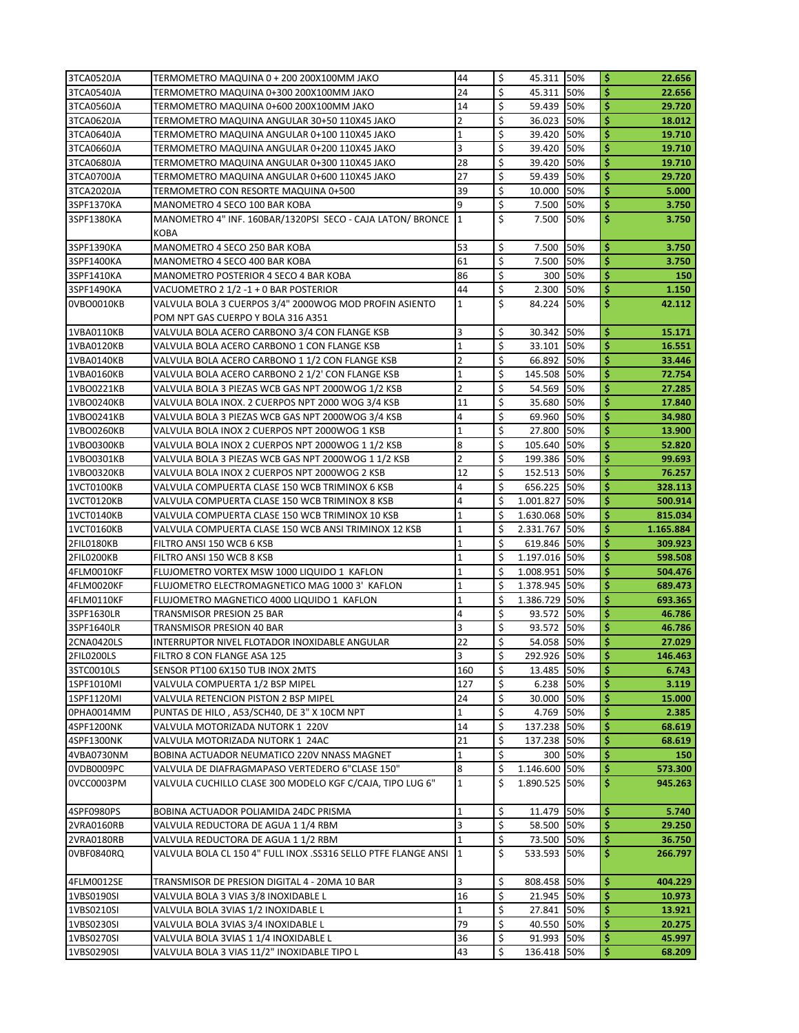| | | | | | | | |
|---|---|---|---|---|---|---|---|
| 3TCA0520JA | TERMOMETRO MAQUINA 0 + 200 200X100MM JAKO | 44 | $ | 45.311 | 50% | $ | 22.656 |
| 3TCA0540JA | TERMOMETRO MAQUINA 0+300 200X100MM JAKO | 24 | $ | 45.311 | 50% | $ | 22.656 |
| 3TCA0560JA | TERMOMETRO MAQUINA 0+600 200X100MM JAKO | 14 | $ | 59.439 | 50% | $ | 29.720 |
| 3TCA0620JA | TERMOMETRO MAQUINA ANGULAR 30+50 110X45 JAKO | 2 | $ | 36.023 | 50% | $ | 18.012 |
| 3TCA0640JA | TERMOMETRO MAQUINA ANGULAR 0+100 110X45 JAKO | 1 | $ | 39.420 | 50% | $ | 19.710 |
| 3TCA0660JA | TERMOMETRO MAQUINA ANGULAR 0+200 110X45 JAKO | 3 | $ | 39.420 | 50% | $ | 19.710 |
| 3TCA0680JA | TERMOMETRO MAQUINA ANGULAR 0+300 110X45 JAKO | 28 | $ | 39.420 | 50% | $ | 19.710 |
| 3TCA0700JA | TERMOMETRO MAQUINA ANGULAR 0+600 110X45 JAKO | 27 | $ | 59.439 | 50% | $ | 29.720 |
| 3TCA2020JA | TERMOMETRO CON RESORTE MAQUINA 0+500 | 39 | $ | 10.000 | 50% | $ | 5.000 |
| 3SPF1370KA | MANOMETRO 4 SECO 100 BAR KOBA | 9 | $ | 7.500 | 50% | $ | 3.750 |
| 3SPF1380KA | MANOMETRO 4" INF. 160BAR/1320PSI SECO - CAJA LATON/ BRONCE KOBA | 1 | $ | 7.500 | 50% | $ | 3.750 |
| 3SPF1390KA | MANOMETRO 4 SECO 250 BAR KOBA | 53 | $ | 7.500 | 50% | $ | 3.750 |
| 3SPF1400KA | MANOMETRO 4 SECO 400 BAR KOBA | 61 | $ | 7.500 | 50% | $ | 3.750 |
| 3SPF1410KA | MANOMETRO POSTERIOR 4 SECO 4 BAR KOBA | 86 | $ | 300 | 50% | $ | 150 |
| 3SPF1490KA | VACUOMETRO 2 1/2 -1 + 0 BAR POSTERIOR | 44 | $ | 2.300 | 50% | $ | 1.150 |
| 0VBO0010KB | VALVULA BOLA 3 CUERPOS 3/4" 2000WOG MOD PROFIN ASIENTO POM NPT GAS CUERPO Y BOLA 316 A351 | 1 | $ | 84.224 | 50% | $ | 42.112 |
| 1VBA0110KB | VALVULA BOLA ACERO CARBONO 3/4 CON FLANGE KSB | 3 | $ | 30.342 | 50% | $ | 15.171 |
| 1VBA0120KB | VALVULA BOLA ACERO CARBONO 1 CON FLANGE KSB | 1 | $ | 33.101 | 50% | $ | 16.551 |
| 1VBA0140KB | VALVULA BOLA ACERO CARBONO 1 1/2 CON FLANGE KSB | 2 | $ | 66.892 | 50% | $ | 33.446 |
| 1VBA0160KB | VALVULA BOLA ACERO CARBONO 2 1/2' CON FLANGE KSB | 1 | $ | 145.508 | 50% | $ | 72.754 |
| 1VBO0221KB | VALVULA BOLA 3 PIEZAS WCB GAS NPT 2000WOG 1/2 KSB | 2 | $ | 54.569 | 50% | $ | 27.285 |
| 1VBO0240KB | VALVULA BOLA INOX. 2 CUERPOS NPT 2000 WOG 3/4 KSB | 11 | $ | 35.680 | 50% | $ | 17.840 |
| 1VBO0241KB | VALVULA BOLA 3 PIEZAS WCB GAS NPT 2000WOG 3/4 KSB | 4 | $ | 69.960 | 50% | $ | 34.980 |
| 1VBO0260KB | VALVULA BOLA INOX 2 CUERPOS NPT 2000WOG 1 KSB | 1 | $ | 27.800 | 50% | $ | 13.900 |
| 1VBO0300KB | VALVULA BOLA INOX 2 CUERPOS NPT 2000WOG 1 1/2 KSB | 8 | $ | 105.640 | 50% | $ | 52.820 |
| 1VBO0301KB | VALVULA BOLA 3 PIEZAS WCB GAS NPT 2000WOG 1 1/2 KSB | 2 | $ | 199.386 | 50% | $ | 99.693 |
| 1VBO0320KB | VALVULA BOLA INOX 2 CUERPOS NPT 2000WOG 2 KSB | 12 | $ | 152.513 | 50% | $ | 76.257 |
| 1VCT0100KB | VALVULA COMPUERTA CLASE 150 WCB TRIMINOX 6 KSB | 4 | $ | 656.225 | 50% | $ | 328.113 |
| 1VCT0120KB | VALVULA COMPUERTA CLASE 150 WCB TRIMINOX 8 KSB | 4 | $ | 1.001.827 | 50% | $ | 500.914 |
| 1VCT0140KB | VALVULA COMPUERTA CLASE 150 WCB TRIMINOX 10 KSB | 1 | $ | 1.630.068 | 50% | $ | 815.034 |
| 1VCT0160KB | VALVULA COMPUERTA CLASE 150 WCB ANSI TRIMINOX 12 KSB | 1 | $ | 2.331.767 | 50% | $ | 1.165.884 |
| 2FIL0180KB | FILTRO ANSI 150 WCB 6 KSB | 1 | $ | 619.846 | 50% | $ | 309.923 |
| 2FIL0200KB | FILTRO ANSI 150 WCB 8 KSB | 1 | $ | 1.197.016 | 50% | $ | 598.508 |
| 4FLM0010KF | FLUJOMETRO VORTEX MSW 1000 LIQUIDO 1 KAFLON | 1 | $ | 1.008.951 | 50% | $ | 504.476 |
| 4FLM0020KF | FLUJOMETRO ELECTROMAGNETICO MAG 1000 3' KAFLON | 1 | $ | 1.378.945 | 50% | $ | 689.473 |
| 4FLM0110KF | FLUJOMETRO MAGNETICO 4000 LIQUIDO 1 KAFLON | 1 | $ | 1.386.729 | 50% | $ | 693.365 |
| 3SPF1630LR | TRANSMISOR PRESION 25 BAR | 4 | $ | 93.572 | 50% | $ | 46.786 |
| 3SPF1640LR | TRANSMISOR PRESION 40 BAR | 3 | $ | 93.572 | 50% | $ | 46.786 |
| 2CNA0420LS | INTERRUPTOR NIVEL FLOTADOR INOXIDABLE ANGULAR | 22 | $ | 54.058 | 50% | $ | 27.029 |
| 2FIL0200LS | FILTRO 8 CON FLANGE ASA 125 | 3 | $ | 292.926 | 50% | $ | 146.463 |
| 3STC0010LS | SENSOR PT100 6X150 TUB INOX 2MTS | 160 | $ | 13.485 | 50% | $ | 6.743 |
| 1SPF1010MI | VALVULA COMPUERTA 1/2 BSP MIPEL | 127 | $ | 6.238 | 50% | $ | 3.119 |
| 1SPF1120MI | VALVULA RETENCION PISTON 2 BSP MIPEL | 24 | $ | 30.000 | 50% | $ | 15.000 |
| 0PHA0014MM | PUNTAS DE HILO , A53/SCH40, DE 3" X 10CM NPT | 1 | $ | 4.769 | 50% | $ | 2.385 |
| 4SPF1200NK | VALVULA MOTORIZADA NUTORK 1 220V | 14 | $ | 137.238 | 50% | $ | 68.619 |
| 4SPF1300NK | VALVULA MOTORIZADA NUTORK 1 24AC | 21 | $ | 137.238 | 50% | $ | 68.619 |
| 4VBA0730NM | BOBINA ACTUADOR NEUMATICO 220V NNASS MAGNET | 1 | $ | 300 | 50% | $ | 150 |
| 0VDB0009PC | VALVULA DE DIAFRAGMAPASO VERTEDERO 6"CLASE 150" | 8 | $ | 1.146.600 | 50% | $ | 573.300 |
| 0VCC0003PM | VALVULA CUCHILLO CLASE 300 MODELO KGF C/CAJA, TIPO LUG 6" | 1 | $ | 1.890.525 | 50% | $ | 945.263 |
| 4SPF0980PS | BOBINA ACTUADOR POLIAMIDA 24DC PRISMA | 1 | $ | 11.479 | 50% | $ | 5.740 |
| 2VRA0160RB | VALVULA REDUCTORA DE AGUA 1 1/4 RBM | 3 | $ | 58.500 | 50% | $ | 29.250 |
| 2VRA0180RB | VALVULA REDUCTORA DE AGUA 1 1/2 RBM | 1 | $ | 73.500 | 50% | $ | 36.750 |
| 0VBF0840RQ | VALVULA BOLA CL 150 4" FULL INOX .SS316 SELLO PTFE FLANGE ANSI | 1 | $ | 533.593 | 50% | $ | 266.797 |
| 4FLM0012SE | TRANSMISOR DE PRESION DIGITAL 4 - 20MA 10 BAR | 3 | $ | 808.458 | 50% | $ | 404.229 |
| 1VBS0190SI | VALVULA BOLA 3 VIAS 3/8 INOXIDABLE L | 16 | $ | 21.945 | 50% | $ | 10.973 |
| 1VBS0210SI | VALVULA BOLA 3VIAS 1/2 INOXIDABLE L | 1 | $ | 27.841 | 50% | $ | 13.921 |
| 1VBS0230SI | VALVULA BOLA 3VIAS 3/4 INOXIDABLE L | 79 | $ | 40.550 | 50% | $ | 20.275 |
| 1VBS0270SI | VALVULA BOLA 3VIAS 1 1/4 INOXIDABLE L | 36 | $ | 91.993 | 50% | $ | 45.997 |
| 1VBS0290SI | VALVULA BOLA 3 VIAS 11/2" INOXIDABLE TIPO L | 43 | $ | 136.418 | 50% | $ | 68.209 |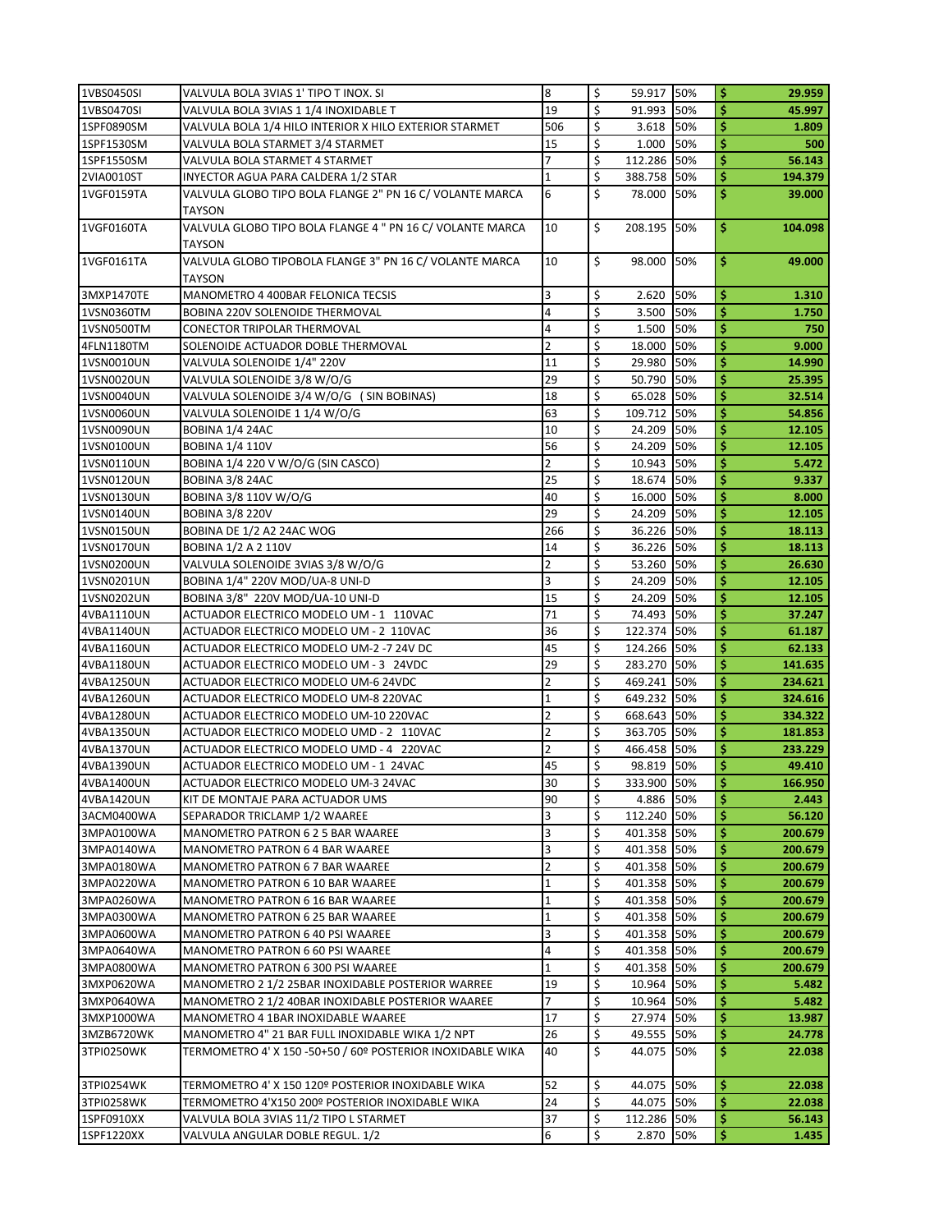| | | | | | | |
|---|---|---|---|---|---|---|
| 1VBS0450SI | VALVULA BOLA 3VIAS 1' TIPO T INOX. SI | 8 | $ 59.917 | 50% | $ | 29.959 |
| 1VBS0470SI | VALVULA BOLA 3VIAS 1 1/4 INOXIDABLE T | 19 | $ 91.993 | 50% | $ | 45.997 |
| 1SPF0890SM | VALVULA BOLA 1/4 HILO INTERIOR X HILO EXTERIOR STARMET | 506 | $ 3.618 | 50% | $ | 1.809 |
| 1SPF1530SM | VALVULA BOLA STARMET 3/4 STARMET | 15 | $ 1.000 | 50% | $ | 500 |
| 1SPF1550SM | VALVULA BOLA STARMET 4 STARMET | 7 | $ 112.286 | 50% | $ | 56.143 |
| 2VIA0010ST | INYECTOR AGUA PARA CALDERA 1/2 STAR | 1 | $ 388.758 | 50% | $ | 194.379 |
| 1VGF0159TA | VALVULA GLOBO TIPO BOLA FLANGE 2" PN 16 C/ VOLANTE MARCA TAYSON | 6 | $ 78.000 | 50% | $ | 39.000 |
| 1VGF0160TA | VALVULA GLOBO TIPO BOLA FLANGE 4 " PN 16 C/ VOLANTE MARCA TAYSON | 10 | $ 208.195 | 50% | $ | 104.098 |
| 1VGF0161TA | VALVULA GLOBO TIPOBOLA FLANGE 3" PN 16 C/ VOLANTE MARCA TAYSON | 10 | $ 98.000 | 50% | $ | 49.000 |
| 3MXP1470TE | MANOMETRO 4 400BAR FELONICA TECSIS | 3 | $ 2.620 | 50% | $ | 1.310 |
| 1VSN0360TM | BOBINA 220V SOLENOIDE THERMOVAL | 4 | $ 3.500 | 50% | $ | 1.750 |
| 1VSN0500TM | CONECTOR TRIPOLAR THERMOVAL | 4 | $ 1.500 | 50% | $ | 750 |
| 4FLN1180TM | SOLENOIDE ACTUADOR DOBLE THERMOVAL | 2 | $ 18.000 | 50% | $ | 9.000 |
| 1VSN0010UN | VALVULA SOLENOIDE 1/4" 220V | 11 | $ 29.980 | 50% | $ | 14.990 |
| 1VSN0020UN | VALVULA SOLENOIDE 3/8 W/O/G | 29 | $ 50.790 | 50% | $ | 25.395 |
| 1VSN0040UN | VALVULA SOLENOIDE 3/4 W/O/G ( SIN BOBINAS) | 18 | $ 65.028 | 50% | $ | 32.514 |
| 1VSN0060UN | VALVULA SOLENOIDE 1 1/4 W/O/G | 63 | $ 109.712 | 50% | $ | 54.856 |
| 1VSN0090UN | BOBINA 1/4 24AC | 10 | $ 24.209 | 50% | $ | 12.105 |
| 1VSN0100UN | BOBINA 1/4 110V | 56 | $ 24.209 | 50% | $ | 12.105 |
| 1VSN0110UN | BOBINA 1/4 220 V W/O/G (SIN CASCO) | 2 | $ 10.943 | 50% | $ | 5.472 |
| 1VSN0120UN | BOBINA 3/8 24AC | 25 | $ 18.674 | 50% | $ | 9.337 |
| 1VSN0130UN | BOBINA 3/8 110V W/O/G | 40 | $ 16.000 | 50% | $ | 8.000 |
| 1VSN0140UN | BOBINA 3/8 220V | 29 | $ 24.209 | 50% | $ | 12.105 |
| 1VSN0150UN | BOBINA DE 1/2 A2 24AC WOG | 266 | $ 36.226 | 50% | $ | 18.113 |
| 1VSN0170UN | BOBINA 1/2 A 2 110V | 14 | $ 36.226 | 50% | $ | 18.113 |
| 1VSN0200UN | VALVULA SOLENOIDE 3VIAS 3/8 W/O/G | 2 | $ 53.260 | 50% | $ | 26.630 |
| 1VSN0201UN | BOBINA 1/4" 220V MOD/UA-8 UNI-D | 3 | $ 24.209 | 50% | $ | 12.105 |
| 1VSN0202UN | BOBINA 3/8" 220V MOD/UA-10 UNI-D | 15 | $ 24.209 | 50% | $ | 12.105 |
| 4VBA1110UN | ACTUADOR ELECTRICO MODELO UM - 1 110VAC | 71 | $ 74.493 | 50% | $ | 37.247 |
| 4VBA1140UN | ACTUADOR ELECTRICO MODELO UM - 2 110VAC | 36 | $ 122.374 | 50% | $ | 61.187 |
| 4VBA1160UN | ACTUADOR ELECTRICO MODELO UM-2 -7 24V DC | 45 | $ 124.266 | 50% | $ | 62.133 |
| 4VBA1180UN | ACTUADOR ELECTRICO MODELO UM - 3 24VDC | 29 | $ 283.270 | 50% | $ | 141.635 |
| 4VBA1250UN | ACTUADOR ELECTRICO MODELO UM-6 24VDC | 2 | $ 469.241 | 50% | $ | 234.621 |
| 4VBA1260UN | ACTUADOR ELECTRICO MODELO UM-8 220VAC | 1 | $ 649.232 | 50% | $ | 324.616 |
| 4VBA1280UN | ACTUADOR ELECTRICO MODELO UM-10 220VAC | 2 | $ 668.643 | 50% | $ | 334.322 |
| 4VBA1350UN | ACTUADOR ELECTRICO MODELO UMD - 2 110VAC | 2 | $ 363.705 | 50% | $ | 181.853 |
| 4VBA1370UN | ACTUADOR ELECTRICO MODELO UMD - 4 220VAC | 2 | $ 466.458 | 50% | $ | 233.229 |
| 4VBA1390UN | ACTUADOR ELECTRICO MODELO UM - 1 24VAC | 45 | $ 98.819 | 50% | $ | 49.410 |
| 4VBA1400UN | ACTUADOR ELECTRICO MODELO UM-3 24VAC | 30 | $ 333.900 | 50% | $ | 166.950 |
| 4VBA1420UN | KIT DE MONTAJE PARA ACTUADOR UMS | 90 | $ 4.886 | 50% | $ | 2.443 |
| 3ACM0400WA | SEPARADOR TRICLAMP 1/2 WAAREE | 3 | $ 112.240 | 50% | $ | 56.120 |
| 3MPA0100WA | MANOMETRO PATRON 6 2 5 BAR WAAREE | 3 | $ 401.358 | 50% | $ | 200.679 |
| 3MPA0140WA | MANOMETRO PATRON 6 4 BAR WAAREE | 3 | $ 401.358 | 50% | $ | 200.679 |
| 3MPA0180WA | MANOMETRO PATRON 6 7 BAR WAAREE | 2 | $ 401.358 | 50% | $ | 200.679 |
| 3MPA0220WA | MANOMETRO PATRON 6 10 BAR WAAREE | 1 | $ 401.358 | 50% | $ | 200.679 |
| 3MPA0260WA | MANOMETRO PATRON 6 16 BAR WAAREE | 1 | $ 401.358 | 50% | $ | 200.679 |
| 3MPA0300WA | MANOMETRO PATRON 6 25 BAR WAAREE | 1 | $ 401.358 | 50% | $ | 200.679 |
| 3MPA0600WA | MANOMETRO PATRON 6 40 PSI WAAREE | 3 | $ 401.358 | 50% | $ | 200.679 |
| 3MPA0640WA | MANOMETRO PATRON 6 60 PSI WAAREE | 4 | $ 401.358 | 50% | $ | 200.679 |
| 3MPA0800WA | MANOMETRO PATRON 6 300 PSI WAAREE | 1 | $ 401.358 | 50% | $ | 200.679 |
| 3MXP0620WA | MANOMETRO 2 1/2 25BAR INOXIDABLE POSTERIOR WARREE | 19 | $ 10.964 | 50% | $ | 5.482 |
| 3MXP0640WA | MANOMETRO 2 1/2 40BAR INOXIDABLE POSTERIOR WAAREE | 7 | $ 10.964 | 50% | $ | 5.482 |
| 3MXP1000WA | MANOMETRO 4 1BAR INOXIDABLE WAAREE | 17 | $ 27.974 | 50% | $ | 13.987 |
| 3MZB6720WK | MANOMETRO 4" 21 BAR FULL INOXIDABLE WIKA 1/2 NPT | 26 | $ 49.555 | 50% | $ | 24.778 |
| 3TPI0250WK | TERMOMETRO 4' X 150 -50+50 / 60º POSTERIOR INOXIDABLE WIKA | 40 | $ 44.075 | 50% | $ | 22.038 |
| 3TPI0254WK | TERMOMETRO 4' X 150 120º POSTERIOR INOXIDABLE WIKA | 52 | $ 44.075 | 50% | $ | 22.038 |
| 3TPI0258WK | TERMOMETRO 4'X150 200º POSTERIOR INOXIDABLE WIKA | 24 | $ 44.075 | 50% | $ | 22.038 |
| 1SPF0910XX | VALVULA BOLA 3VIAS 11/2 TIPO L STARMET | 37 | $ 112.286 | 50% | $ | 56.143 |
| 1SPF1220XX | VALVULA ANGULAR DOBLE REGUL. 1/2 | 6 | $ 2.870 | 50% | $ | 1.435 |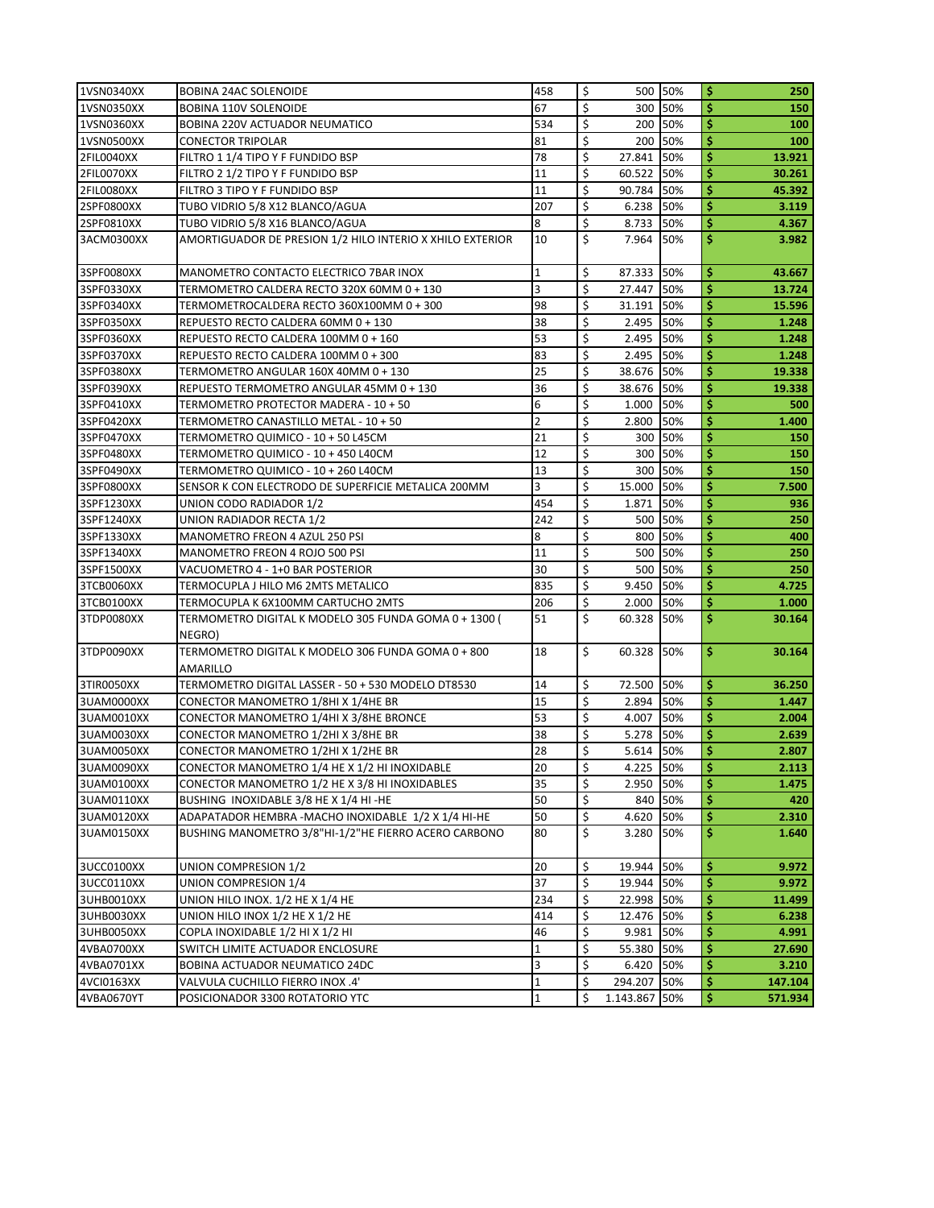| | | | | | | | |
|---|---|---|---|---|---|---|---|
| 1VSN0340XX | BOBINA 24AC SOLENOIDE | 458 | $ | 500 | 50% | $ | 250 |
| 1VSN0350XX | BOBINA 110V SOLENOIDE | 67 | $ | 300 | 50% | $ | 150 |
| 1VSN0360XX | BOBINA 220V ACTUADOR NEUMATICO | 534 | $ | 200 | 50% | $ | 100 |
| 1VSN0500XX | CONECTOR TRIPOLAR | 81 | $ | 200 | 50% | $ | 100 |
| 2FIL0040XX | FILTRO 1 1/4 TIPO Y F FUNDIDO BSP | 78 | $ | 27.841 | 50% | $ | 13.921 |
| 2FIL0070XX | FILTRO 2 1/2 TIPO Y F FUNDIDO BSP | 11 | $ | 60.522 | 50% | $ | 30.261 |
| 2FIL0080XX | FILTRO 3 TIPO Y F FUNDIDO BSP | 11 | $ | 90.784 | 50% | $ | 45.392 |
| 2SPF0800XX | TUBO VIDRIO 5/8 X12 BLANCO/AGUA | 207 | $ | 6.238 | 50% | $ | 3.119 |
| 2SPF0810XX | TUBO VIDRIO 5/8 X16 BLANCO/AGUA | 8 | $ | 8.733 | 50% | $ | 4.367 |
| 3ACM0300XX | AMORTIGUADOR DE PRESION 1/2 HILO INTERIO X XHILO EXTERIOR | 10 | $ | 7.964 | 50% | $ | 3.982 |
| 3SPF0080XX | MANOMETRO CONTACTO ELECTRICO 7BAR INOX | 1 | $ | 87.333 | 50% | $ | 43.667 |
| 3SPF0330XX | TERMOMETRO CALDERA RECTO 320X 60MM 0 + 130 | 3 | $ | 27.447 | 50% | $ | 13.724 |
| 3SPF0340XX | TERMOMETROCALDERA RECTO 360X100MM 0 + 300 | 98 | $ | 31.191 | 50% | $ | 15.596 |
| 3SPF0350XX | REPUESTO RECTO CALDERA 60MM 0 + 130 | 38 | $ | 2.495 | 50% | $ | 1.248 |
| 3SPF0360XX | REPUESTO RECTO CALDERA 100MM 0 + 160 | 53 | $ | 2.495 | 50% | $ | 1.248 |
| 3SPF0370XX | REPUESTO RECTO CALDERA 100MM 0 + 300 | 83 | $ | 2.495 | 50% | $ | 1.248 |
| 3SPF0380XX | TERMOMETRO ANGULAR 160X 40MM 0 + 130 | 25 | $ | 38.676 | 50% | $ | 19.338 |
| 3SPF0390XX | REPUESTO TERMOMETRO ANGULAR 45MM 0 + 130 | 36 | $ | 38.676 | 50% | $ | 19.338 |
| 3SPF0410XX | TERMOMETRO PROTECTOR MADERA - 10 + 50 | 6 | $ | 1.000 | 50% | $ | 500 |
| 3SPF0420XX | TERMOMETRO CANASTILLO METAL - 10 + 50 | 2 | $ | 2.800 | 50% | $ | 1.400 |
| 3SPF0470XX | TERMOMETRO QUIMICO - 10 + 50 L45CM | 21 | $ | 300 | 50% | $ | 150 |
| 3SPF0480XX | TERMOMETRO QUIMICO - 10 + 450 L40CM | 12 | $ | 300 | 50% | $ | 150 |
| 3SPF0490XX | TERMOMETRO QUIMICO - 10 + 260 L40CM | 13 | $ | 300 | 50% | $ | 150 |
| 3SPF0800XX | SENSOR K CON ELECTRODO DE SUPERFICIE METALICA 200MM | 3 | $ | 15.000 | 50% | $ | 7.500 |
| 3SPF1230XX | UNION CODO RADIADOR 1/2 | 454 | $ | 1.871 | 50% | $ | 936 |
| 3SPF1240XX | UNION RADIADOR RECTA 1/2 | 242 | $ | 500 | 50% | $ | 250 |
| 3SPF1330XX | MANOMETRO FREON 4 AZUL 250 PSI | 8 | $ | 800 | 50% | $ | 400 |
| 3SPF1340XX | MANOMETRO FREON 4 ROJO 500 PSI | 11 | $ | 500 | 50% | $ | 250 |
| 3SPF1500XX | VACUOMETRO 4 - 1+0 BAR POSTERIOR | 30 | $ | 500 | 50% | $ | 250 |
| 3TCB0060XX | TERMOCUPLA J HILO M6 2MTS METALICO | 835 | $ | 9.450 | 50% | $ | 4.725 |
| 3TCB0100XX | TERMOCUPLA K 6X100MM CARTUCHO 2MTS | 206 | $ | 2.000 | 50% | $ | 1.000 |
| 3TDP0080XX | TERMOMETRO DIGITAL K MODELO 305 FUNDA GOMA 0 + 1300 ( NEGRO) | 51 | $ | 60.328 | 50% | $ | 30.164 |
| 3TDP0090XX | TERMOMETRO DIGITAL K MODELO 306 FUNDA GOMA 0 + 800 AMARILLO | 18 | $ | 60.328 | 50% | $ | 30.164 |
| 3TIR0050XX | TERMOMETRO DIGITAL LASSER - 50 + 530 MODELO DT8530 | 14 | $ | 72.500 | 50% | $ | 36.250 |
| 3UAM0000XX | CONECTOR MANOMETRO 1/8HI X 1/4HE BR | 15 | $ | 2.894 | 50% | $ | 1.447 |
| 3UAM0010XX | CONECTOR MANOMETRO 1/4HI X 3/8HE BRONCE | 53 | $ | 4.007 | 50% | $ | 2.004 |
| 3UAM0030XX | CONECTOR MANOMETRO 1/2HI X 3/8HE BR | 38 | $ | 5.278 | 50% | $ | 2.639 |
| 3UAM0050XX | CONECTOR MANOMETRO 1/2HI X 1/2HE BR | 28 | $ | 5.614 | 50% | $ | 2.807 |
| 3UAM0090XX | CONECTOR MANOMETRO 1/4 HE X 1/2 HI INOXIDABLE | 20 | $ | 4.225 | 50% | $ | 2.113 |
| 3UAM0100XX | CONECTOR MANOMETRO 1/2 HE X 3/8 HI INOXIDABLES | 35 | $ | 2.950 | 50% | $ | 1.475 |
| 3UAM0110XX | BUSHING INOXIDABLE 3/8 HE X 1/4 HI -HE | 50 | $ | 840 | 50% | $ | 420 |
| 3UAM0120XX | ADAPATADOR HEMBRA -MACHO INOXIDABLE 1/2 X 1/4 HI-HE | 50 | $ | 4.620 | 50% | $ | 2.310 |
| 3UAM0150XX | BUSHING MANOMETRO 3/8"HI-1/2"HE FIERRO ACERO CARBONO | 80 | $ | 3.280 | 50% | $ | 1.640 |
| 3UCC0100XX | UNION COMPRESION 1/2 | 20 | $ | 19.944 | 50% | $ | 9.972 |
| 3UCC0110XX | UNION COMPRESION 1/4 | 37 | $ | 19.944 | 50% | $ | 9.972 |
| 3UHB0010XX | UNION HILO INOX. 1/2 HE X 1/4 HE | 234 | $ | 22.998 | 50% | $ | 11.499 |
| 3UHB0030XX | UNION HILO INOX 1/2 HE X 1/2 HE | 414 | $ | 12.476 | 50% | $ | 6.238 |
| 3UHB0050XX | COPLA INOXIDABLE 1/2 HI X 1/2 HI | 46 | $ | 9.981 | 50% | $ | 4.991 |
| 4VBA0700XX | SWITCH LIMITE ACTUADOR ENCLOSURE | 1 | $ | 55.380 | 50% | $ | 27.690 |
| 4VBA0701XX | BOBINA ACTUADOR NEUMATICO 24DC | 3 | $ | 6.420 | 50% | $ | 3.210 |
| 4VCI0163XX | VALVULA CUCHILLO FIERRO INOX .4' | 1 | $ | 294.207 | 50% | $ | 147.104 |
| 4VBA0670YT | POSICIONADOR 3300 ROTATORIO YTC | 1 | $ | 1.143.867 | 50% | $ | 571.934 |